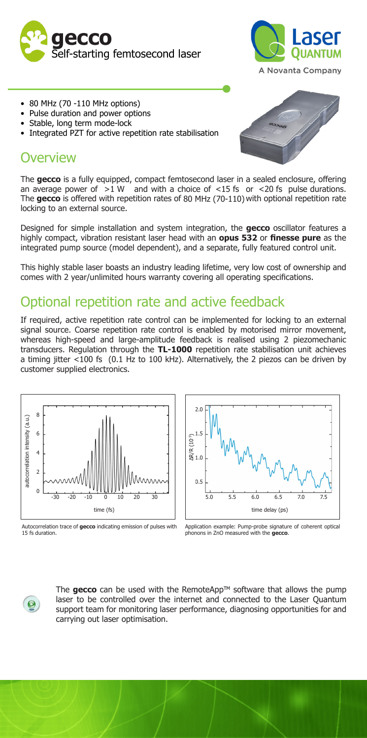# gecco
Self-starting femtosecond laser

Laser Quantum
A Novanta Company

- 80 MHz (70 -110 MHz options)
- Pulse duration and power options
- Stable, long term mode-lock
- Integrated PZT for active repetition rate stabilisation

## Overview

The **gecco** is a fully equipped, compact femtosecond laser in a sealed enclosure, offering an average power of >1 W and with a choice of <15 fs or <20 fs pulse durations. The **gecco** is offered with repetition rates of 80 MHz (70-110) with optional repetition rate locking to an external source.

Designed for simple installation and system integration, the **gecco** oscillator features a highly compact, vibration resistant laser head with an **opus 532** or **finesse pure** as the integrated pump source (model dependent), and a separate, fully featured control unit.

This highly stable laser boasts an industry leading lifetime, very low cost of ownership and comes with 2 year/unlimited hours warranty covering all operating specifications.

## Optional repetition rate and active feedback

If required, active repetition rate control can be implemented for locking to an external signal source. Coarse repetition rate control is enabled by motorised mirror movement, whereas high-speed and large-amplitude feedback is realised using 2 piezomechanic transducers. Regulation through the **TL-1000** repetition rate stabilisation unit achieves a timing jitter <100 fs (0.1 Hz to 100 kHz). Alternatively, the 2 piezos can be driven by customer supplied electronics.

Autocorrelation trace of **gecco** indicating emission of pulses with 15 fs duration.

Application example: Pump-probe signature of coherent optical phonons in ZnO measured with the **gecco**.

The **gecco** can be used with the RemoteApp™ software that allows the pump laser to be controlled over the internet and connected to the Laser Quantum support team for monitoring laser performance, diagnosing opportunities for and carrying out laser optimisation.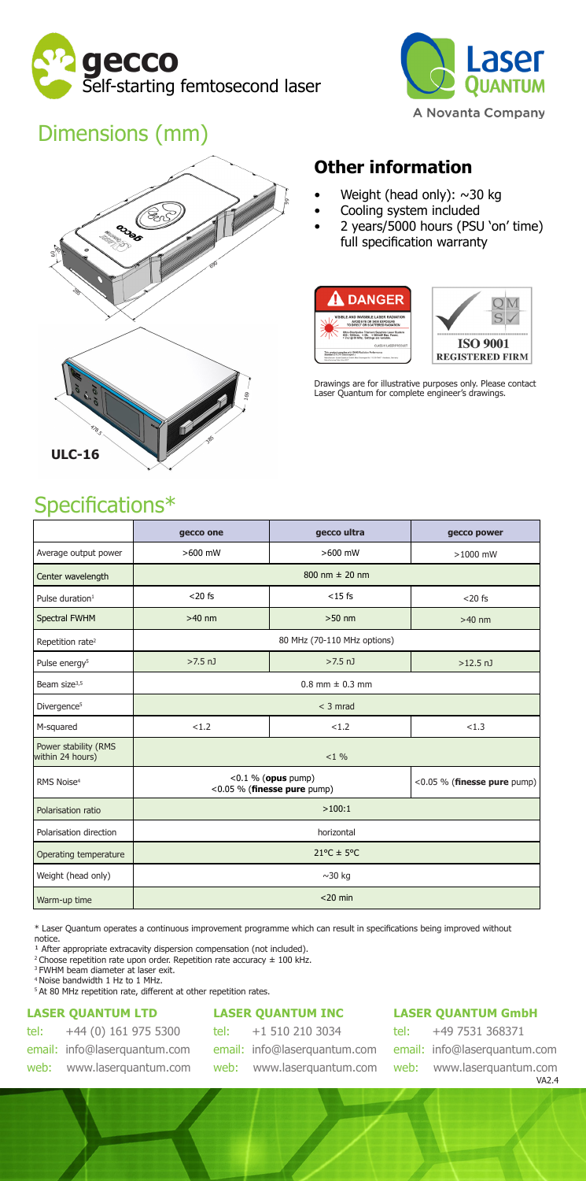# gecco

Self-starting femtosecond laser

Laser Quantum

A Novanta Company

## Dimensions (mm)

ULC-16

## Other information

- Weight (head only): ~30 kg
- Cooling system included
- 2 years/5000 hours (PSU 'on' time) full specification warranty

Drawings are for illustrative purposes only. Please contact Laser Quantum for complete engineer's drawings.

## Specifications*

| | gecco one | gecco ultra | gecco power |
|---|---|---|---|
| Average output power | >600 mW | >600 mW | >1000 mW |
| Center wavelength | 800 nm ± 20 nm | | |
| Pulse duration[1] | <20 fs | <15 fs | <20 fs |
| Spectral FWHM | >40 nm | >50 nm | >40 nm |
| Repetition rate[2] | 80 MHz (70-110 MHz options) | | |
| Pulse energy[5] | >7.5 nJ | >7.5 nJ | >12.5 nJ |
| Beam size[3,5] | 0.8 mm ± 0.3 mm | | |
| Divergence[5] | < 3 mrad | | |
| M-squared | <1.2 | <1.2 | <1.3 |
| Power stability (RMS within 24 hours) | <1 % | | |
| RMS Noise[4] | <0.1 % (**opus** pump) <0.05 % (**finesse pure** pump) | | <0.05 % (**finesse pure** pump) |
| Polarisation ratio | >100:1 | | |
| Polarisation direction | horizontal | | |
| Operating temperature | 21°C ± 5°C | | |
| Weight (head only) | ~30 kg | | |
| Warm-up time | <20 min | | |

\* Laser Quantum operates a continuous improvement programme which can result in specifications being improved without notice.

[1] After appropriate extracavity dispersion compensation (not included).

[2] Choose repetition rate upon order. Repetition rate accuracy ± 100 kHz.

[3] FWHM beam diameter at laser exit.

[4] Noise bandwidth 1 Hz to 1 MHz.

[5] At 80 MHz repetition rate, different at other repetition rates.

**LASER QUANTUM LTD**
tel: +44 (0) 161 975 5300
email: info@laserquantum.com
web: www.laserquantum.com

**LASER QUANTUM INC**
tel: +1 510 210 3034
email: info@laserquantum.com
web: www.laserquantum.com

**LASER QUANTUM GmbH**
tel: +49 7531 368371
email: info@laserquantum.com
web: www.laserquantum.com

VA2.4